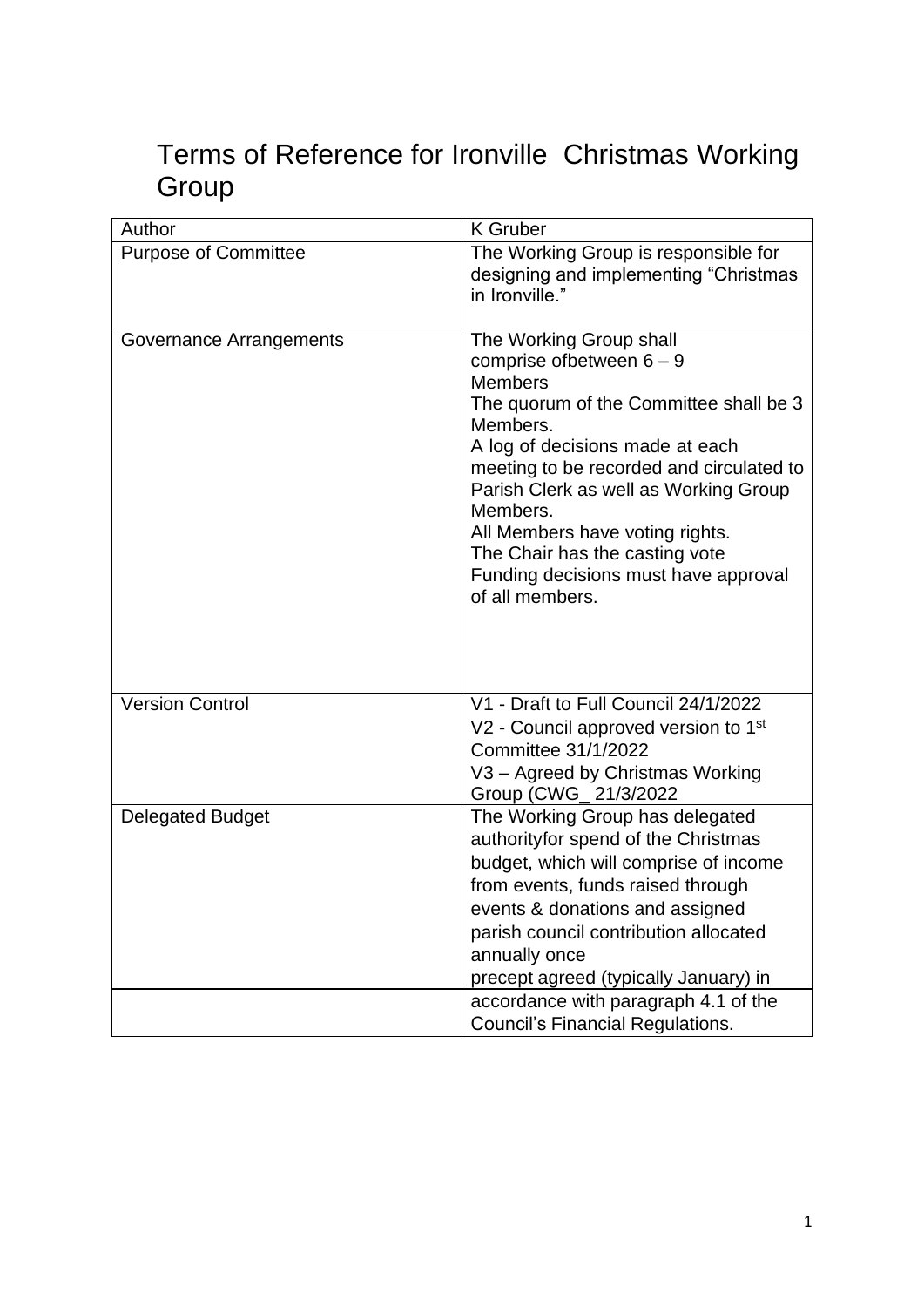# Terms of Reference for Ironville Christmas Working Group

| Author | K Gruber |
|---|---|
| Purpose of Committee | The Working Group is responsible for designing and implementing "Christmas in Ironville." |
| Governance Arrangements | The Working Group shall comprise ofbetween 6 – 9 Members<br>The quorum of the Committee shall be 3 Members.<br>A log of decisions made at each meeting to be recorded and circulated to Parish Clerk as well as Working Group Members.<br>All Members have voting rights.<br>The Chair has the casting vote<br>Funding decisions must have approval of all members. |
| Version Control | V1 - Draft to Full Council 24/1/2022<br>V2 - Council approved version to 1st Committee 31/1/2022<br>V3 – Agreed by Christmas Working Group (CWG_ 21/3/2022 |
| Delegated Budget | The Working Group has delegated authorityfor spend of the Christmas budget, which will comprise of income from events, funds raised through events & donations and assigned parish council contribution allocated annually once precept agreed (typically January) in accordance with paragraph 4.1 of the Council's Financial Regulations. |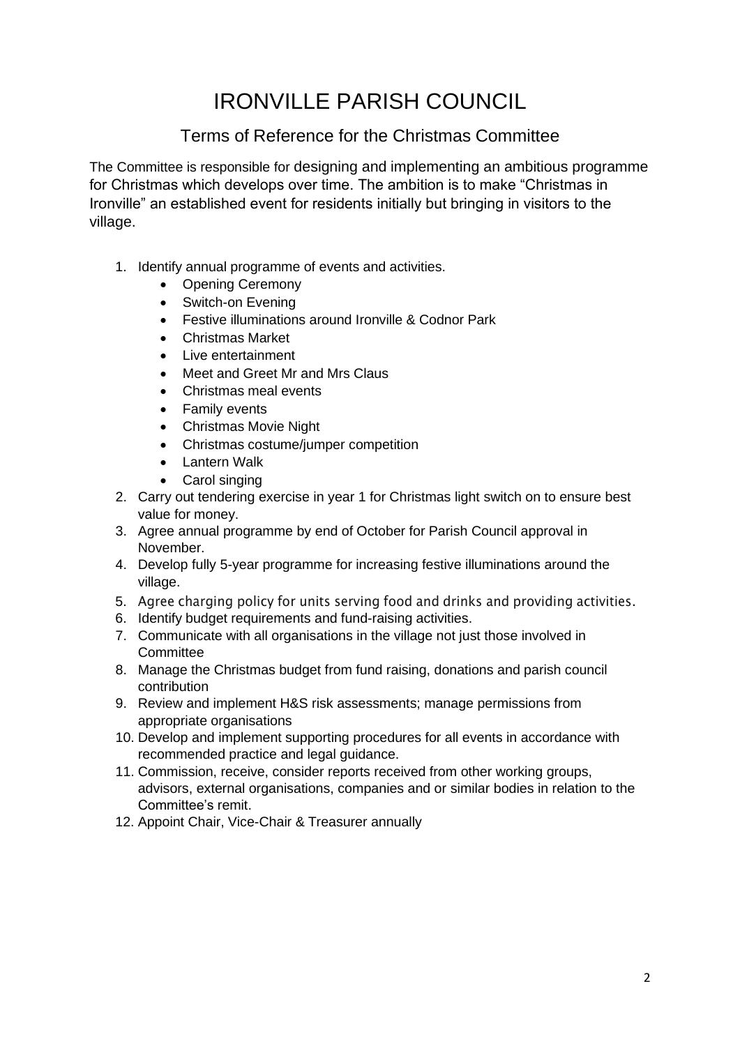# IRONVILLE PARISH COUNCIL

## Terms of Reference for the Christmas Committee

The Committee is responsible for designing and implementing an ambitious programme for Christmas which develops over time. The ambition is to make "Christmas in Ironville" an established event for residents initially but bringing in visitors to the village.

1. Identify annual programme of events and activities.
    - Opening Ceremony
    - Switch-on Evening
    - Festive illuminations around Ironville & Codnor Park
    - Christmas Market
    - Live entertainment
    - Meet and Greet Mr and Mrs Claus
    - Christmas meal events
    - Family events
    - Christmas Movie Night
    - Christmas costume/jumper competition
    - Lantern Walk
    - Carol singing
2. Carry out tendering exercise in year 1 for Christmas light switch on to ensure best value for money.
3. Agree annual programme by end of October for Parish Council approval in November.
4. Develop fully 5-year programme for increasing festive illuminations around the village.
5. Agree charging policy for units serving food and drinks and providing activities.
6. Identify budget requirements and fund-raising activities.
7. Communicate with all organisations in the village not just those involved in Committee
8. Manage the Christmas budget from fund raising, donations and parish council contribution
9. Review and implement H&S risk assessments; manage permissions from appropriate organisations
10. Develop and implement supporting procedures for all events in accordance with recommended practice and legal guidance.
11. Commission, receive, consider reports received from other working groups, advisors, external organisations, companies and or similar bodies in relation to the Committee's remit.
12. Appoint Chair, Vice-Chair & Treasurer annually